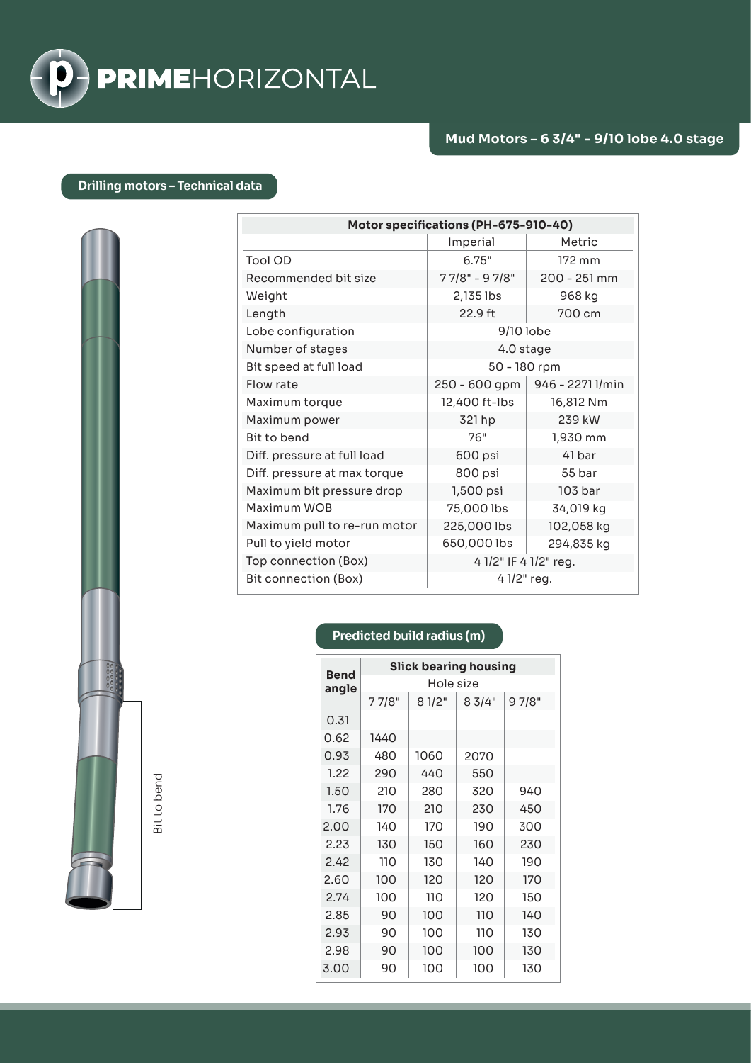# PRIMEHORIZONTAL

## Mud Motors – 6 3/4" - 9/10 lobe 4.0 stage

### Drilling motors – Technical data

| Motor specifications (PH-675-910-40) | | |
|---|---|---|
| | Imperial | Metric |
| Tool OD | 6.75" | 172 mm |
| Recommended bit size | 7 7/8" - 9 7/8" | 200 - 251 mm |
| Weight | 2,135 lbs | 968 kg |
| Length | 22.9 ft | 700 cm |
| Lobe configuration | 9/10 lobe | |
| Number of stages | 4.0 stage | |
| Bit speed at full load | 50 - 180 rpm | |
| Flow rate | 250 - 600 gpm | 946 - 2271 l/min |
| Maximum torque | 12,400 ft-lbs | 16,812 Nm |
| Maximum power | 321 hp | 239 kW |
| Bit to bend | 76" | 1,930 mm |
| Diff. pressure at full load | 600 psi | 41 bar |
| Diff. pressure at max torque | 800 psi | 55 bar |
| Maximum bit pressure drop | 1,500 psi | 103 bar |
| Maximum WOB | 75,000 lbs | 34,019 kg |
| Maximum pull to re-run motor | 225,000 lbs | 102,058 kg |
| Pull to yield motor | 650,000 lbs | 294,835 kg |
| Top connection (Box) | 4 1/2" IF 4 1/2" reg. | |
| Bit connection (Box) | 4 1/2" reg. | |

Bit to bend

### Predicted build radius (m)

| Bend angle | Slick bearing housing | | | |
|---|---|---|---|---|
| | Hole size | | | |
| | 7 7/8" | 8 1/2" | 8 3/4" | 9 7/8" |
| 0.31 | | | | |
| 0.62 | 1440 | | | |
| 0.93 | 480 | 1060 | 2070 | |
| 1.22 | 290 | 440 | 550 | |
| 1.50 | 210 | 280 | 320 | 940 |
| 1.76 | 170 | 210 | 230 | 450 |
| 2.00 | 140 | 170 | 190 | 300 |
| 2.23 | 130 | 150 | 160 | 230 |
| 2.42 | 110 | 130 | 140 | 190 |
| 2.60 | 100 | 120 | 120 | 170 |
| 2.74 | 100 | 110 | 120 | 150 |
| 2.85 | 90 | 100 | 110 | 140 |
| 2.93 | 90 | 100 | 110 | 130 |
| 2.98 | 90 | 100 | 100 | 130 |
| 3.00 | 90 | 100 | 100 | 130 |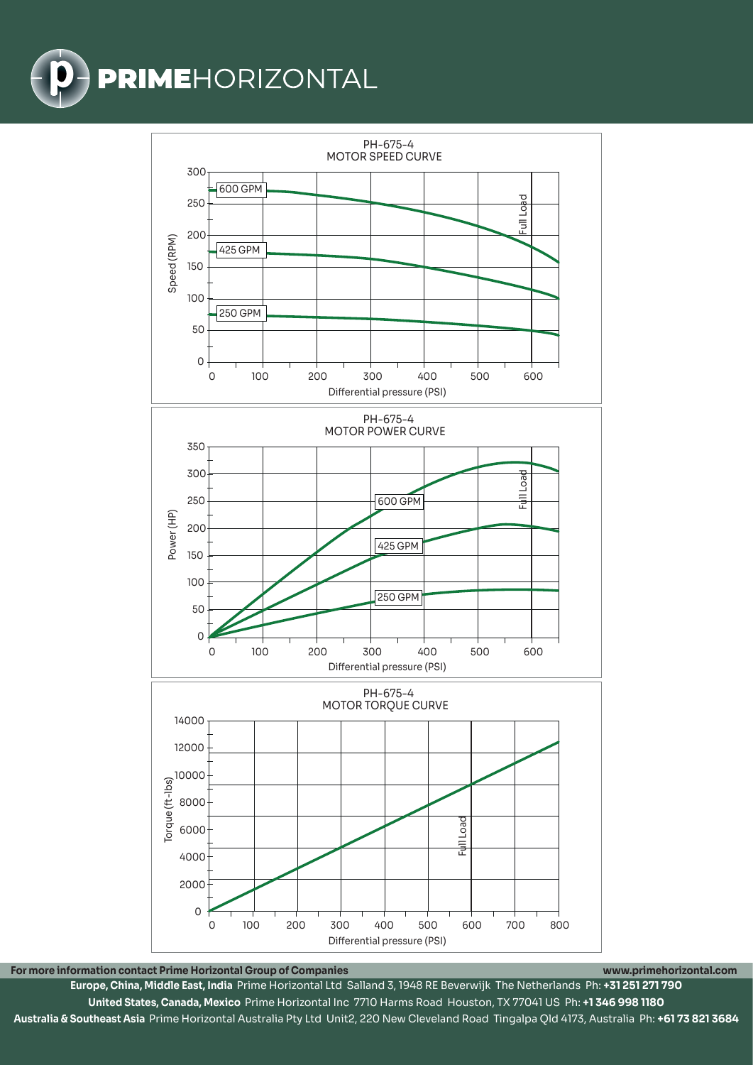# PRIMEHORIZONTAL

PH-675-4
MOTOR SPEED CURVE

Speed (RPM)
300
250
200
150
100
50
0

600 GPM
425 GPM
250 GPM
Full Load

0 100 200 300 400 500 600
Differential pressure (PSI)

PH-675-4
MOTOR POWER CURVE

Power (HP)
350
300
250
200
150
100
50
0

600 GPM
425 GPM
250 GPM
Full Load

0 100 200 300 400 500 600
Differential pressure (PSI)

PH-675-4
MOTOR TORQUE CURVE

Torque (ft-lbs)
14000
12000
10000
8000
6000
4000
2000
0

Full Load

0 100 200 300 400 500 600 700 800
Differential pressure (PSI)

**For more information contact Prime Horizontal Group of Companies** **www.primehorizontal.com**

**Europe, China, Middle East, India** Prime Horizontal Ltd Salland 3, 1948 RE Beverwijk The Netherlands Ph: **+31 251 271 790**

**United States, Canada, Mexico** Prime Horizontal Inc 7710 Harms Road Houston, TX 77041 US Ph: **+1 346 998 1180**

**Australia & Southeast Asia** Prime Horizontal Australia Pty Ltd Unit2, 220 New Cleveland Road Tingalpa Qld 4173, Australia Ph: **+61 73 821 3684**